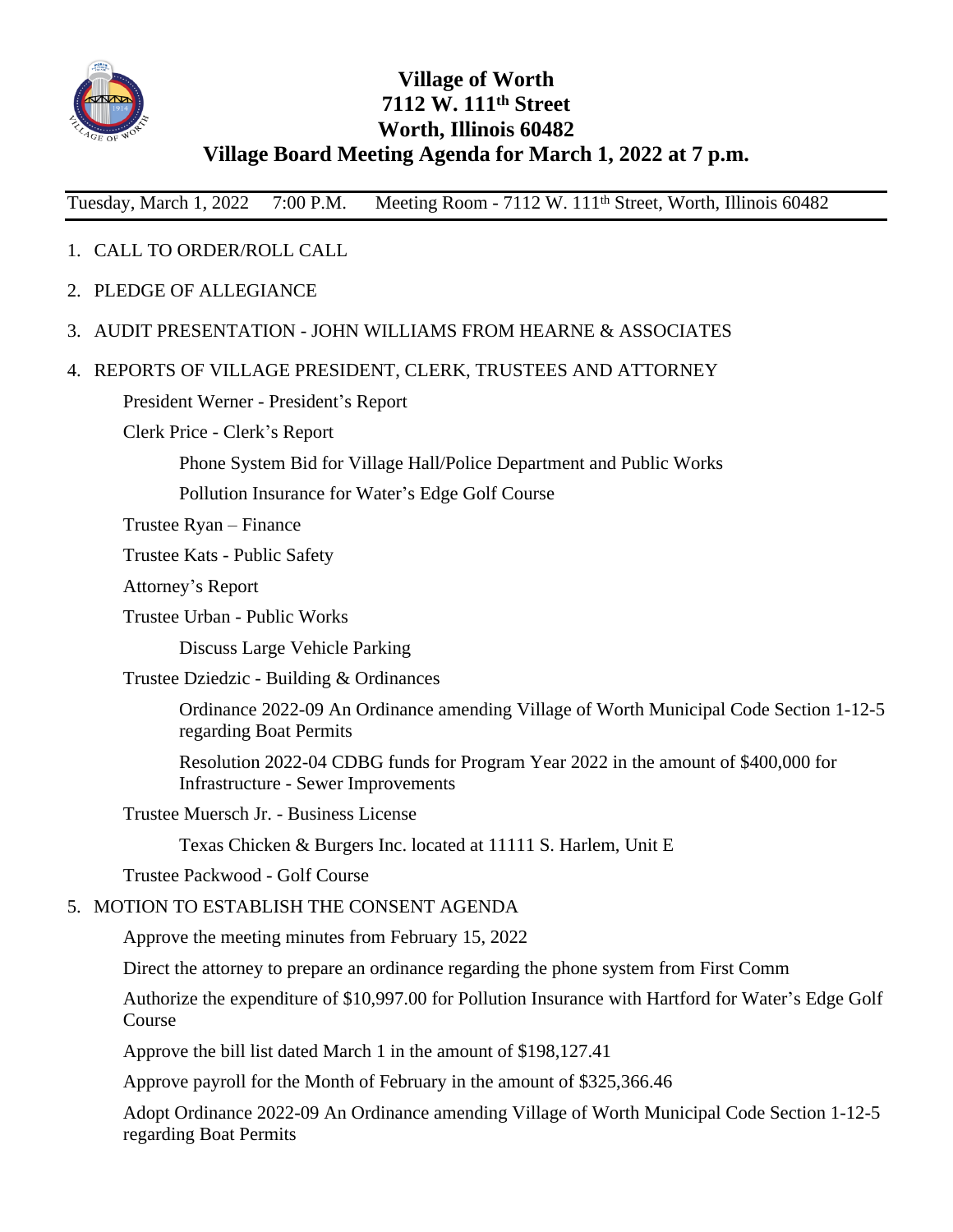# Village of Worth
## 7112 W. 111th Street
## Worth, Illinois 60482
## Village Board Meeting Agenda for March 1, 2022 at 7 p.m.

Tuesday, March 1, 2022  7:00 P.M.  Meeting Room - 7112 W. 111th Street, Worth, Illinois 60482

1. CALL TO ORDER/ROLL CALL
2. PLEDGE OF ALLEGIANCE
3. AUDIT PRESENTATION - JOHN WILLIAMS FROM HEARNE & ASSOCIATES
4. REPORTS OF VILLAGE PRESIDENT, CLERK, TRUSTEES AND ATTORNEY

   President Werner - President's Report

   Clerk Price - Clerk's Report

      Phone System Bid for Village Hall/Police Department and Public Works

      Pollution Insurance for Water's Edge Golf Course

   Trustee Ryan – Finance

   Trustee Kats - Public Safety

   Attorney's Report

   Trustee Urban - Public Works

      Discuss Large Vehicle Parking

   Trustee Dziedzic - Building & Ordinances

      Ordinance 2022-09 An Ordinance amending Village of Worth Municipal Code Section 1-12-5 regarding Boat Permits

      Resolution 2022-04 CDBG funds for Program Year 2022 in the amount of $400,000 for Infrastructure - Sewer Improvements

   Trustee Muersch Jr. - Business License

      Texas Chicken & Burgers Inc. located at 11111 S. Harlem, Unit E

   Trustee Packwood - Golf Course

5. MOTION TO ESTABLISH THE CONSENT AGENDA

   Approve the meeting minutes from February 15, 2022

   Direct the attorney to prepare an ordinance regarding the phone system from First Comm

   Authorize the expenditure of $10,997.00 for Pollution Insurance with Hartford for Water's Edge Golf Course

   Approve the bill list dated March 1 in the amount of $198,127.41

   Approve payroll for the Month of February in the amount of $325,366.46

   Adopt Ordinance 2022-09 An Ordinance amending Village of Worth Municipal Code Section 1-12-5 regarding Boat Permits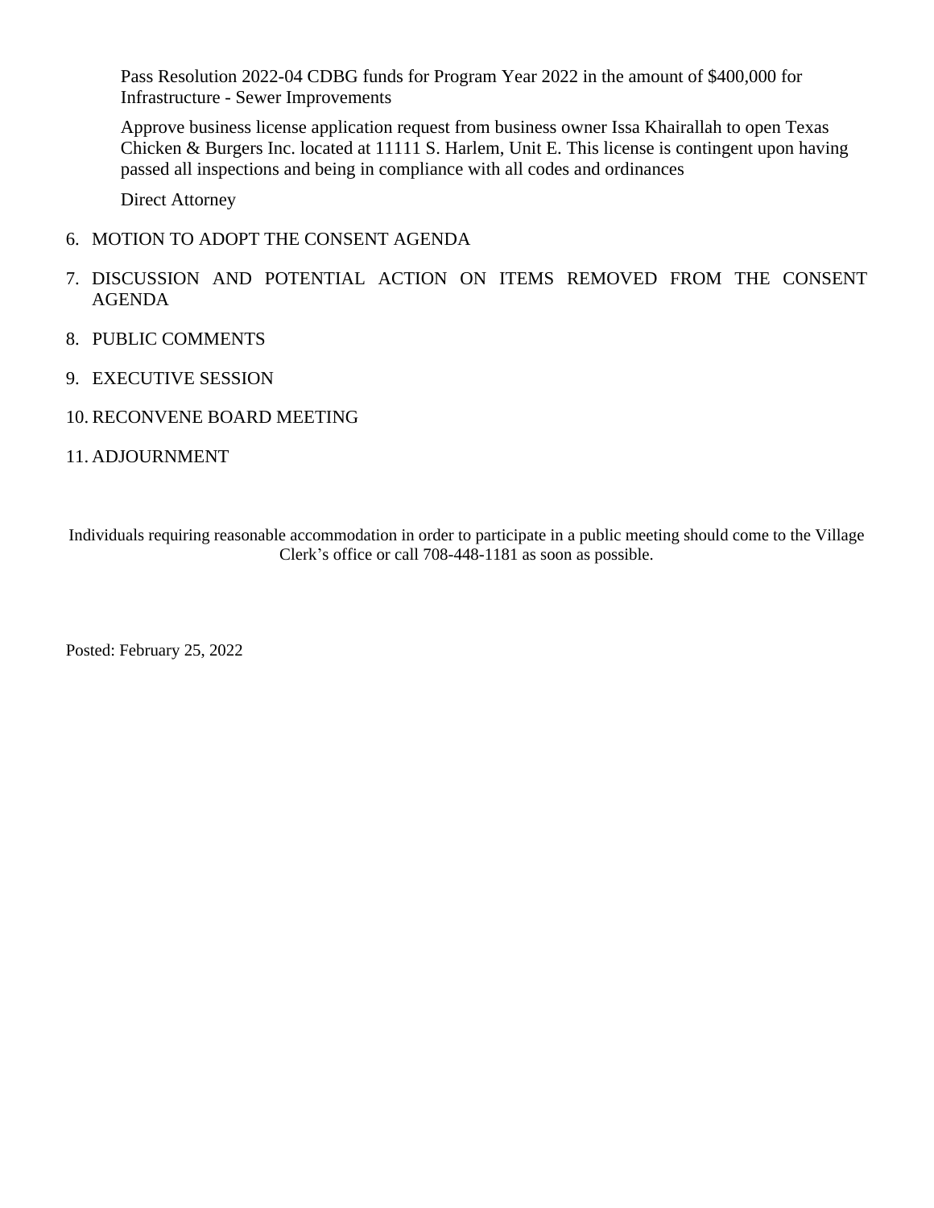Pass Resolution 2022-04 CDBG funds for Program Year 2022 in the amount of $400,000 for Infrastructure - Sewer Improvements

Approve business license application request from business owner Issa Khairallah to open Texas Chicken & Burgers Inc. located at 11111 S. Harlem, Unit E. This license is contingent upon having passed all inspections and being in compliance with all codes and ordinances

Direct Attorney

6. MOTION TO ADOPT THE CONSENT AGENDA
7. DISCUSSION AND POTENTIAL ACTION ON ITEMS REMOVED FROM THE CONSENT AGENDA
8. PUBLIC COMMENTS
9. EXECUTIVE SESSION
10. RECONVENE BOARD MEETING
11. ADJOURNMENT

Individuals requiring reasonable accommodation in order to participate in a public meeting should come to the Village Clerk's office or call 708-448-1181 as soon as possible.

Posted: February 25, 2022